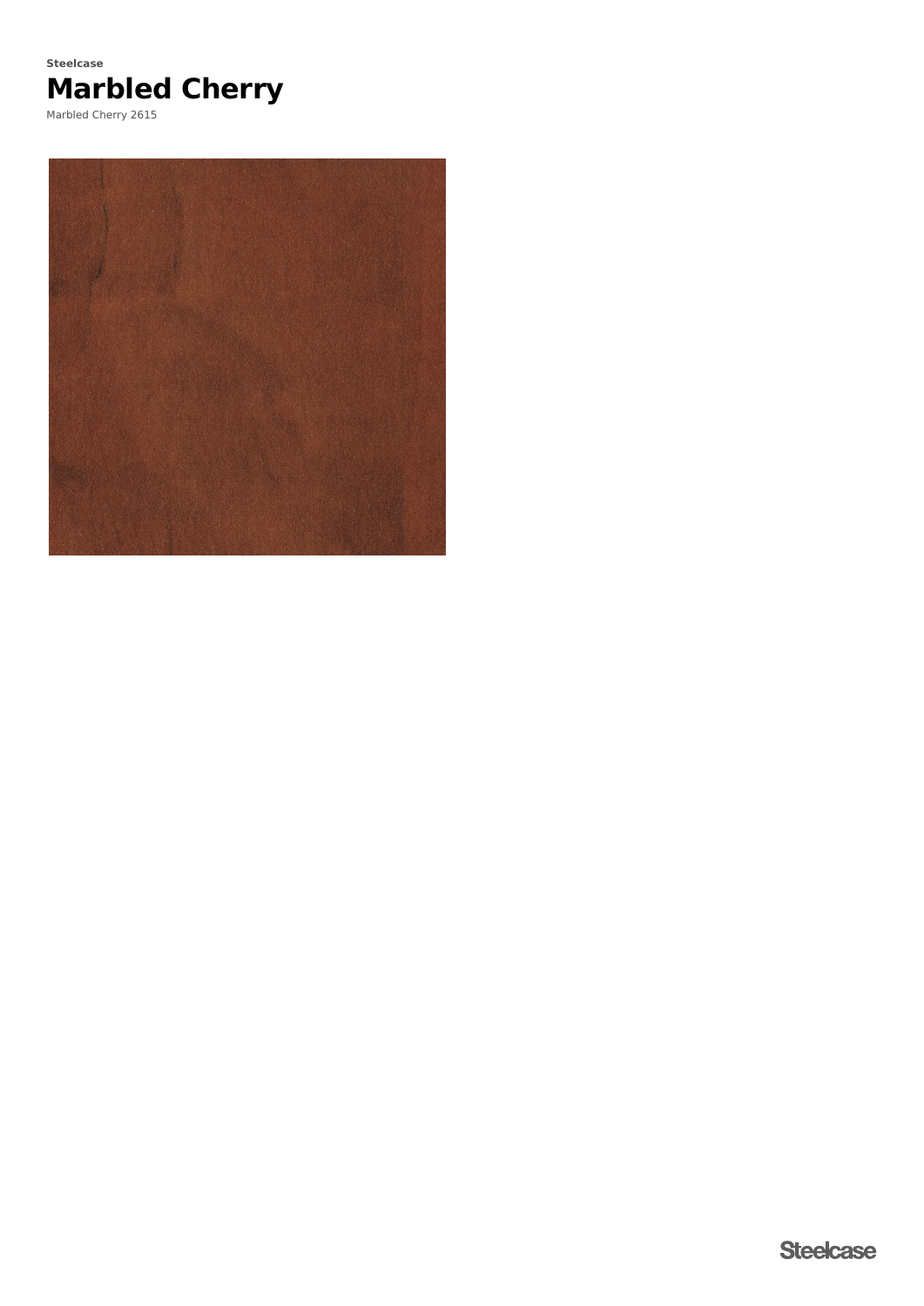**Steelcase**

# Marbled Cherry

Marbled Cherry 2615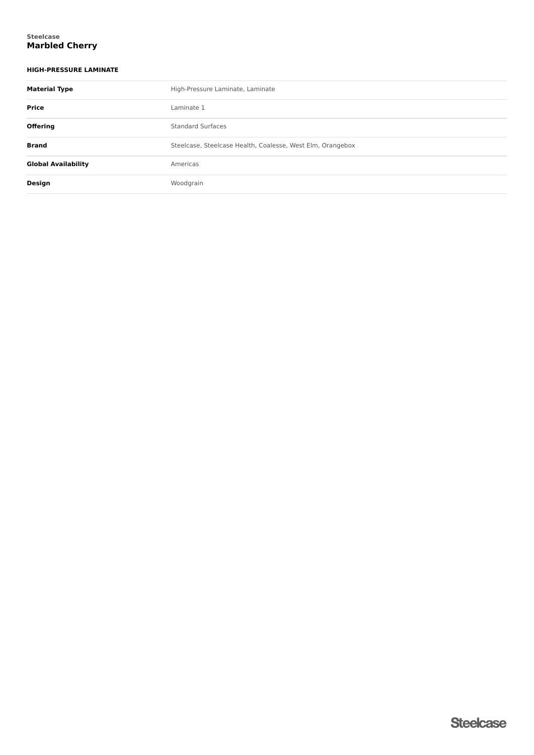**Steelcase**

# Marbled Cherry

## HIGH-PRESSURE LAMINATE

| | |
|---|---|
| **Material Type** | High-Pressure Laminate, Laminate |
| **Price** | Laminate 1 |
| **Offering** | Standard Surfaces |
| **Brand** | Steelcase, Steelcase Health, Coalesse, West Elm, Orangebox |
| **Global Availability** | Americas |
| **Design** | Woodgrain |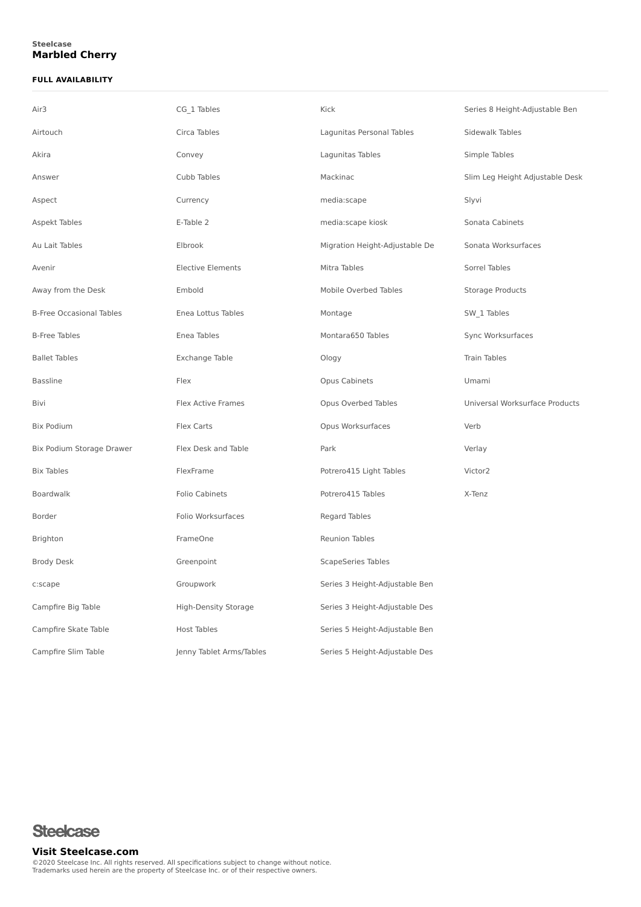Steelcase

## Marbled Cherry

### FULL AVAILABILITY

- Air3
- Airtouch
- Akira
- Answer
- Aspect
- Aspekt Tables
- Au Lait Tables
- Avenir
- Away from the Desk
- B-Free Occasional Tables
- B-Free Tables
- Ballet Tables
- Bassline
- Bivi
- Bix Podium
- Bix Podium Storage Drawer
- Bix Tables
- Boardwalk
- Border
- Brighton
- Brody Desk
- c:scape
- Campfire Big Table
- Campfire Skate Table
- Campfire Slim Table
- CG_1 Tables
- Circa Tables
- Convey
- Cubb Tables
- Currency
- E-Table 2
- Elbrook
- Elective Elements
- Embold
- Enea Lottus Tables
- Enea Tables
- Exchange Table
- Flex
- Flex Active Frames
- Flex Carts
- Flex Desk and Table
- FlexFrame
- Folio Cabinets
- Folio Worksurfaces
- FrameOne
- Greenpoint
- Groupwork
- High-Density Storage
- Host Tables
- Jenny Tablet Arms/Tables
- Kick
- Lagunitas Personal Tables
- Lagunitas Tables
- Mackinac
- media:scape
- media:scape kiosk
- Migration Height-Adjustable De
- Mitra Tables
- Mobile Overbed Tables
- Montage
- Montara650 Tables
- Ology
- Opus Cabinets
- Opus Overbed Tables
- Opus Worksurfaces
- Park
- Potrero415 Light Tables
- Potrero415 Tables
- Regard Tables
- Reunion Tables
- ScapeSeries Tables
- Series 3 Height-Adjustable Ben
- Series 3 Height-Adjustable Des
- Series 5 Height-Adjustable Ben
- Series 5 Height-Adjustable Des
- Series 8 Height-Adjustable Ben
- Sidewalk Tables
- Simple Tables
- Slim Leg Height Adjustable Desk
- Slyvi
- Sonata Cabinets
- Sonata Worksurfaces
- Sorrel Tables
- Storage Products
- SW_1 Tables
- Sync Worksurfaces
- Train Tables
- Umami
- Universal Worksurface Products
- Verb
- Verlay
- Victor2
- X-Tenz

Steelcase

**Visit Steelcase.com**

©2020 Steelcase Inc. All rights reserved. All specifications subject to change without notice.
Trademarks used herein are the property of Steelcase Inc. or of their respective owners.